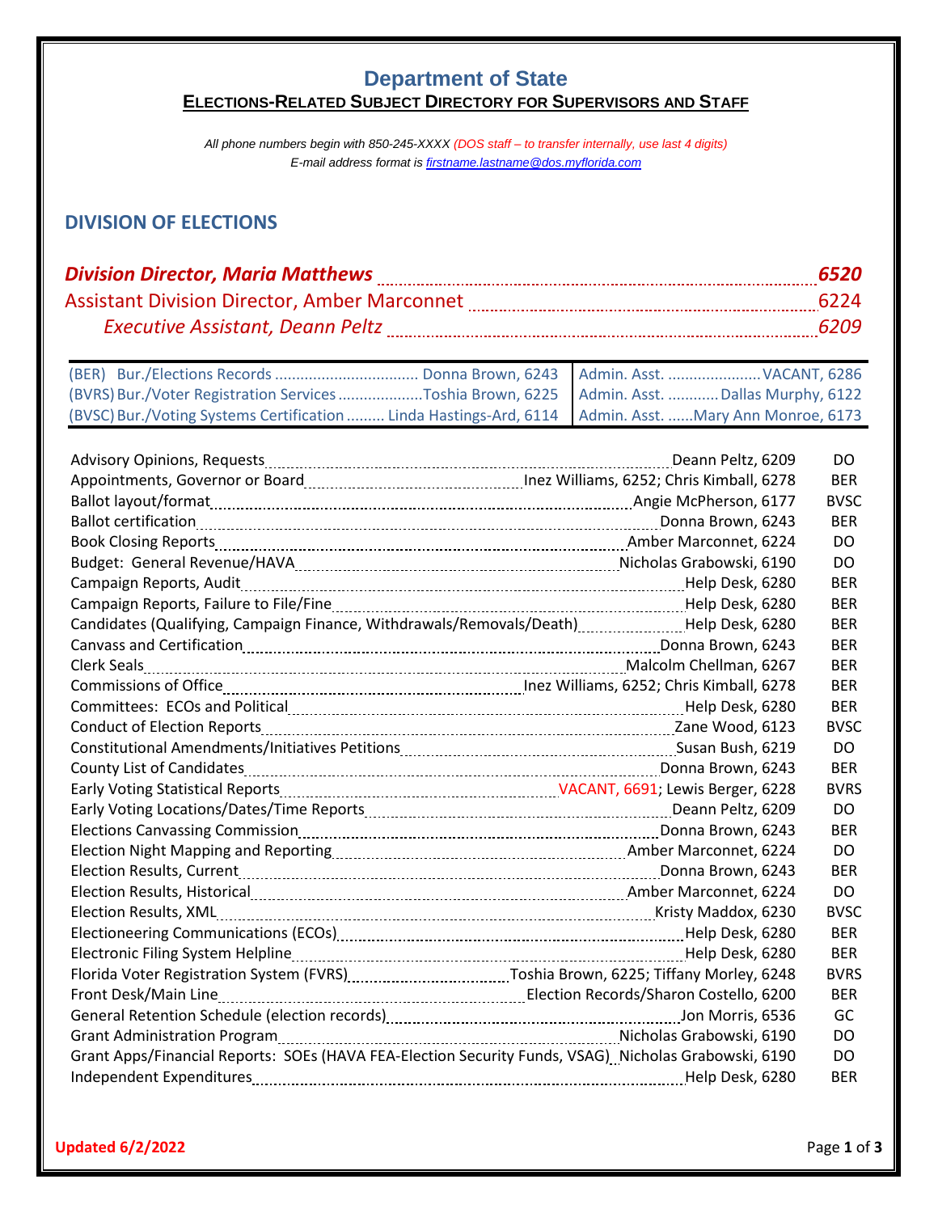# Department of State

## ELECTIONS-RELATED SUBJECT DIRECTORY FOR SUPERVISORS AND STAFF

*All phone numbers begin with 850-245-XXXX (DOS staff – to transfer internally, use last 4 digits)*
*E-mail address format is firstname.lastname@dos.myflorida.com*

## DIVISION OF ELECTIONS

***Division Director, Maria Matthews*** ........ ***6520***
Assistant Division Director, Amber Marconnet ........ 6224
*Executive Assistant, Deann Peltz* ........ *6209*

| Bureau | Chief | Admin. Asst. |
|---|---|---|
| (BER) Bur./Elections Records | Donna Brown, 6243 | VACANT, 6286 |
| (BVRS) Bur./Voter Registration Services | Toshia Brown, 6225 | Dallas Murphy, 6122 |
| (BVSC) Bur./Voting Systems Certification | Linda Hastings-Ard, 6114 | Mary Ann Monroe, 6173 |

| Subject | Contact | Office |
|---|---|---|
| Advisory Opinions, Requests | Deann Peltz, 6209 | DO |
| Appointments, Governor or Board | Inez Williams, 6252; Chris Kimball, 6278 | BER |
| Ballot layout/format | Angie McPherson, 6177 | BVSC |
| Ballot certification | Donna Brown, 6243 | BER |
| Book Closing Reports | Amber Marconnet, 6224 | DO |
| Budget: General Revenue/HAVA | Nicholas Grabowski, 6190 | DO |
| Campaign Reports, Audit | Help Desk, 6280 | BER |
| Campaign Reports, Failure to File/Fine | Help Desk, 6280 | BER |
| Candidates (Qualifying, Campaign Finance, Withdrawals/Removals/Death) | Help Desk, 6280 | BER |
| Canvass and Certification | Donna Brown, 6243 | BER |
| Clerk Seals | Malcolm Chellman, 6267 | BER |
| Commissions of Office | Inez Williams, 6252; Chris Kimball, 6278 | BER |
| Committees: ECOs and Political | Help Desk, 6280 | BER |
| Conduct of Election Reports | Zane Wood, 6123 | BVSC |
| Constitutional Amendments/Initiatives Petitions | Susan Bush, 6219 | DO |
| County List of Candidates | Donna Brown, 6243 | BER |
| Early Voting Statistical Reports | VACANT, 6691; Lewis Berger, 6228 | BVRS |
| Early Voting Locations/Dates/Time Reports | Deann Peltz, 6209 | DO |
| Elections Canvassing Commission | Donna Brown, 6243 | BER |
| Election Night Mapping and Reporting | Amber Marconnet, 6224 | DO |
| Election Results, Current | Donna Brown, 6243 | BER |
| Election Results, Historical | Amber Marconnet, 6224 | DO |
| Election Results, XML | Kristy Maddox, 6230 | BVSC |
| Electioneering Communications (ECOs) | Help Desk, 6280 | BER |
| Electronic Filing System Helpline | Help Desk, 6280 | BER |
| Florida Voter Registration System (FVRS) | Toshia Brown, 6225; Tiffany Morley, 6248 | BVRS |
| Front Desk/Main Line | Election Records/Sharon Costello, 6200 | BER |
| General Retention Schedule (election records) | Jon Morris, 6536 | GC |
| Grant Administration Program | Nicholas Grabowski, 6190 | DO |
| Grant Apps/Financial Reports: SOEs (HAVA FEA-Election Security Funds, VSAG) | Nicholas Grabowski, 6190 | DO |
| Independent Expenditures | Help Desk, 6280 | BER |

**Updated 6/2/2022**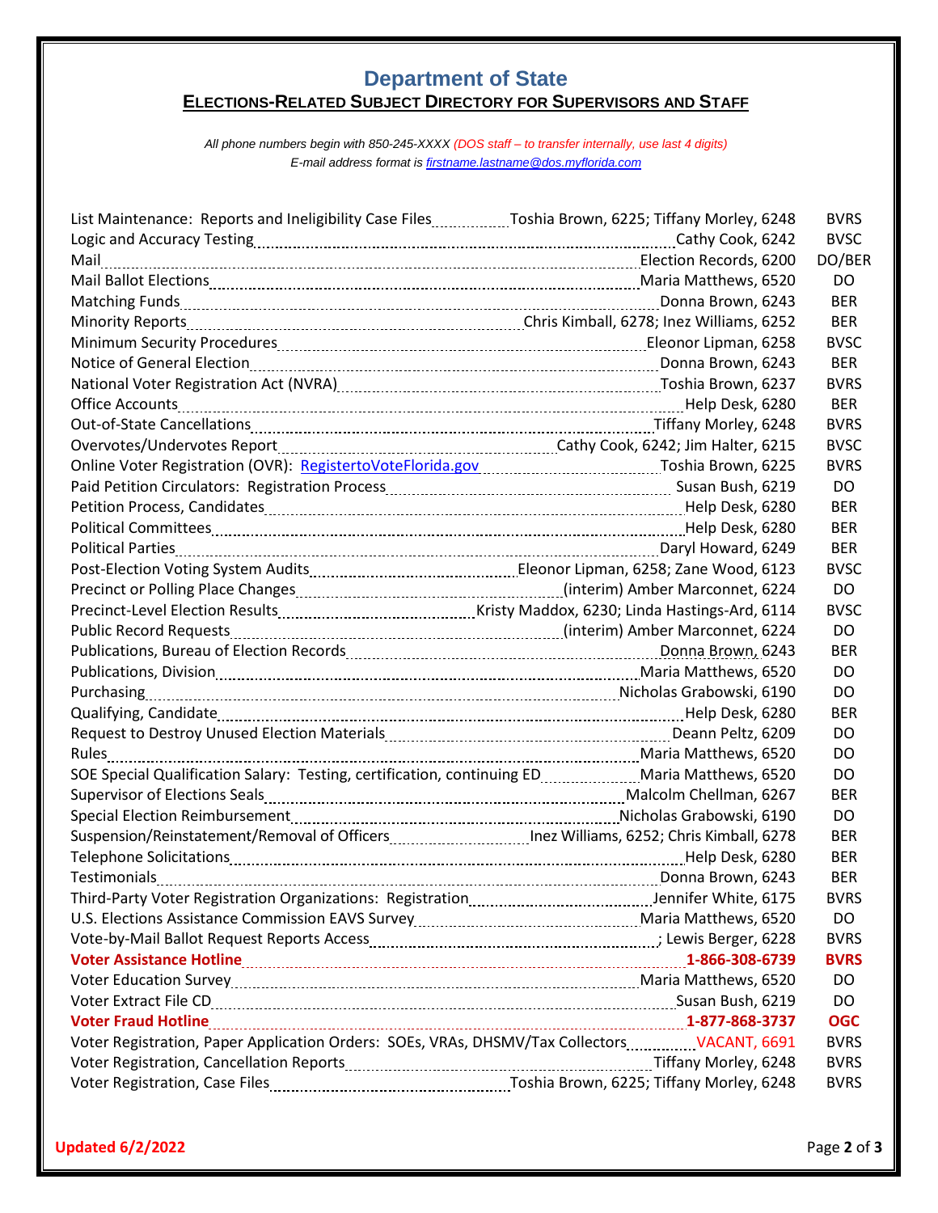# Department of State

## ELECTIONS-RELATED SUBJECT DIRECTORY FOR SUPERVISORS AND STAFF

*All phone numbers begin with 850-245-XXXX (DOS staff – to transfer internally, use last 4 digits)*
*E-mail address format is firstname.lastname@dos.myflorida.com*

| Subject | Contact | Office |
|---|---|---|
| List Maintenance: Reports and Ineligibility Case Files | Toshia Brown, 6225; Tiffany Morley, 6248 | BVRS |
| Logic and Accuracy Testing | Cathy Cook, 6242 | BVSC |
| Mail | Election Records, 6200 | DO/BER |
| Mail Ballot Elections | Maria Matthews, 6520 | DO |
| Matching Funds | Donna Brown, 6243 | BER |
| Minority Reports | Chris Kimball, 6278; Inez Williams, 6252 | BER |
| Minimum Security Procedures | Eleonor Lipman, 6258 | BVSC |
| Notice of General Election | Donna Brown, 6243 | BER |
| National Voter Registration Act (NVRA) | Toshia Brown, 6237 | BVRS |
| Office Accounts | Help Desk, 6280 | BER |
| Out-of-State Cancellations | Tiffany Morley, 6248 | BVRS |
| Overvotes/Undervotes Report | Cathy Cook, 6242; Jim Halter, 6215 | BVSC |
| Online Voter Registration (OVR): RegistertoVoteFlorida.gov | Toshia Brown, 6225 | BVRS |
| Paid Petition Circulators: Registration Process | Susan Bush, 6219 | DO |
| Petition Process, Candidates | Help Desk, 6280 | BER |
| Political Committees | Help Desk, 6280 | BER |
| Political Parties | Daryl Howard, 6249 | BER |
| Post-Election Voting System Audits | Eleonor Lipman, 6258; Zane Wood, 6123 | BVSC |
| Precinct or Polling Place Changes | (interim) Amber Marconnet, 6224 | DO |
| Precinct-Level Election Results | Kristy Maddox, 6230; Linda Hastings-Ard, 6114 | BVSC |
| Public Record Requests | (interim) Amber Marconnet, 6224 | DO |
| Publications, Bureau of Election Records | Donna Brown, 6243 | BER |
| Publications, Division | Maria Matthews, 6520 | DO |
| Purchasing | Nicholas Grabowski, 6190 | DO |
| Qualifying, Candidate | Help Desk, 6280 | BER |
| Request to Destroy Unused Election Materials | Deann Peltz, 6209 | DO |
| Rules | Maria Matthews, 6520 | DO |
| SOE Special Qualification Salary: Testing, certification, continuing ED | Maria Matthews, 6520 | DO |
| Supervisor of Elections Seals | Malcolm Chellman, 6267 | BER |
| Special Election Reimbursement | Nicholas Grabowski, 6190 | DO |
| Suspension/Reinstatement/Removal of Officers | Inez Williams, 6252; Chris Kimball, 6278 | BER |
| Telephone Solicitations | Help Desk, 6280 | BER |
| Testimonials | Donna Brown, 6243 | BER |
| Third-Party Voter Registration Organizations: Registration | Jennifer White, 6175 | BVRS |
| U.S. Elections Assistance Commission EAVS Survey | Maria Matthews, 6520 | DO |
| Vote-by-Mail Ballot Request Reports Access | ; Lewis Berger, 6228 | BVRS |
| **Voter Assistance Hotline** | **1-866-308-6739** | **BVRS** |
| Voter Education Survey | Maria Matthews, 6520 | DO |
| Voter Extract File CD | Susan Bush, 6219 | DO |
| **Voter Fraud Hotline** | **1-877-868-3737** | **OGC** |
| Voter Registration, Paper Application Orders: SOEs, VRAs, DHSMV/Tax Collectors | VACANT, 6691 | BVRS |
| Voter Registration, Cancellation Reports | Tiffany Morley, 6248 | BVRS |
| Voter Registration, Case Files | Toshia Brown, 6225; Tiffany Morley, 6248 | BVRS |

**Updated 6/2/2022**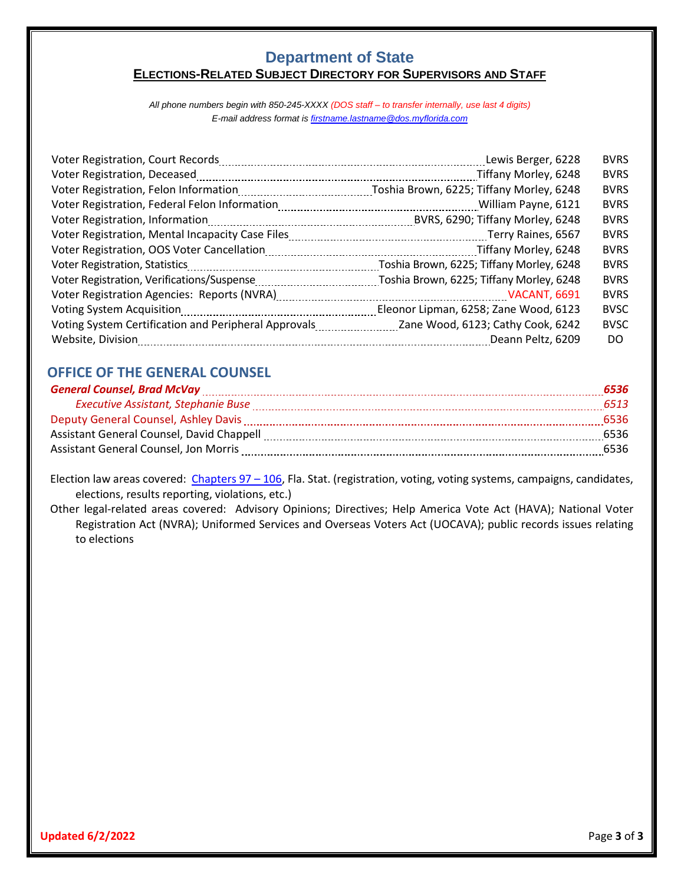# Department of State

## ELECTIONS-RELATED SUBJECT DIRECTORY FOR SUPERVISORS AND STAFF

*All phone numbers begin with 850-245-XXXX (DOS staff – to transfer internally, use last 4 digits)*
*E-mail address format is firstname.lastname@dos.myflorida.com*

| | | |
|---|---|---|
| Voter Registration, Court Records | Lewis Berger, 6228 | BVRS |
| Voter Registration, Deceased | Tiffany Morley, 6248 | BVRS |
| Voter Registration, Felon Information | Toshia Brown, 6225; Tiffany Morley, 6248 | BVRS |
| Voter Registration, Federal Felon Information | William Payne, 6121 | BVRS |
| Voter Registration, Information | BVRS, 6290; Tiffany Morley, 6248 | BVRS |
| Voter Registration, Mental Incapacity Case Files | Terry Raines, 6567 | BVRS |
| Voter Registration, OOS Voter Cancellation | Tiffany Morley, 6248 | BVRS |
| Voter Registration, Statistics | Toshia Brown, 6225; Tiffany Morley, 6248 | BVRS |
| Voter Registration, Verifications/Suspense | Toshia Brown, 6225; Tiffany Morley, 6248 | BVRS |
| Voter Registration Agencies: Reports (NVRA) | VACANT, 6691 | BVRS |
| Voting System Acquisition | Eleonor Lipman, 6258; Zane Wood, 6123 | BVSC |
| Voting System Certification and Peripheral Approvals | Zane Wood, 6123; Cathy Cook, 6242 | BVSC |
| Website, Division | Deann Peltz, 6209 | DO |

## OFFICE OF THE GENERAL COUNSEL

| | |
|---|---|
| ***General Counsel, Brad McVay*** | ***6536*** |
| *Executive Assistant, Stephanie Buse* | *6513* |
| Deputy General Counsel, Ashley Davis | 6536 |
| Assistant General Counsel, David Chappell | 6536 |
| Assistant General Counsel, Jon Morris | 6536 |

Election law areas covered: Chapters 97 – 106, Fla. Stat. (registration, voting, voting systems, campaigns, candidates, elections, results reporting, violations, etc.)

Other legal-related areas covered: Advisory Opinions; Directives; Help America Vote Act (HAVA); National Voter Registration Act (NVRA); Uniformed Services and Overseas Voters Act (UOCAVA); public records issues relating to elections

**Updated 6/2/2022**